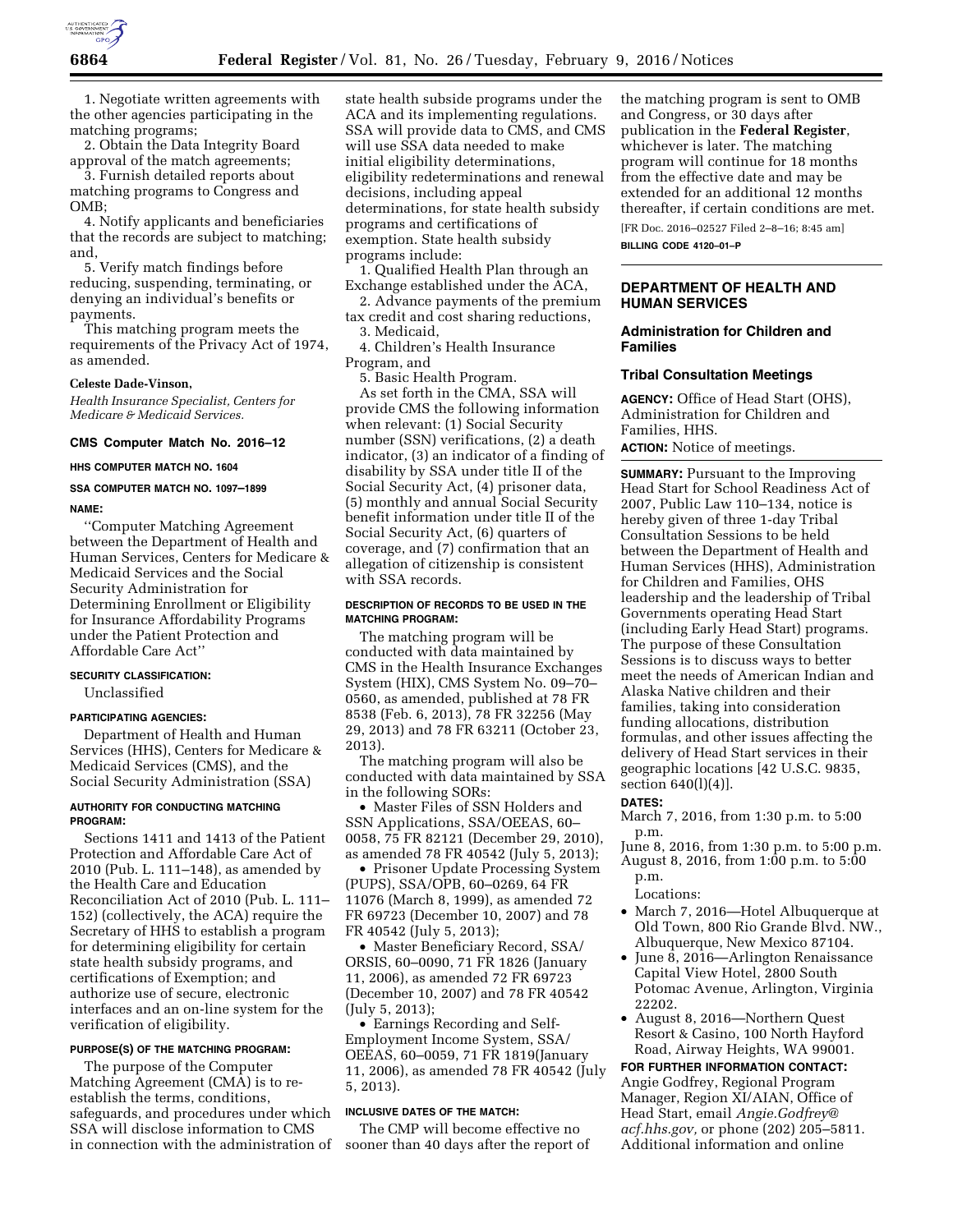1. Negotiate written agreements with the other agencies participating in the matching programs;

2. Obtain the Data Integrity Board approval of the match agreements;

3. Furnish detailed reports about matching programs to Congress and OMB;

4. Notify applicants and beneficiaries that the records are subject to matching; and,

5. Verify match findings before reducing, suspending, terminating, or denying an individual's benefits or payments.

This matching program meets the requirements of the Privacy Act of 1974, as amended.

**Celeste Dade-Vinson,**

*Health Insurance Specialist, Centers for Medicare & Medicaid Services.*

### CMS Computer Match No. 2016–12

#### HHS COMPUTER MATCH NO. 1604

#### SSA COMPUTER MATCH NO. 1097–1899

#### NAME:

''Computer Matching Agreement between the Department of Health and Human Services, Centers for Medicare & Medicaid Services and the Social Security Administration for Determining Enrollment or Eligibility for Insurance Affordability Programs under the Patient Protection and Affordable Care Act''

#### SECURITY CLASSIFICATION:

Unclassified

#### PARTICIPATING AGENCIES:

Department of Health and Human Services (HHS), Centers for Medicare & Medicaid Services (CMS), and the Social Security Administration (SSA)

#### AUTHORITY FOR CONDUCTING MATCHING PROGRAM:

Sections 1411 and 1413 of the Patient Protection and Affordable Care Act of 2010 (Pub. L. 111–148), as amended by the Health Care and Education Reconciliation Act of 2010 (Pub. L. 111–152) (collectively, the ACA) require the Secretary of HHS to establish a program for determining eligibility for certain state health subsidy programs, and certifications of Exemption; and authorize use of secure, electronic interfaces and an on-line system for the verification of eligibility.

#### PURPOSE(S) OF THE MATCHING PROGRAM:

The purpose of the Computer Matching Agreement (CMA) is to re-establish the terms, conditions, safeguards, and procedures under which SSA will disclose information to CMS in connection with the administration of state health subside programs under the ACA and its implementing regulations. SSA will provide data to CMS, and CMS will use SSA data needed to make initial eligibility determinations, eligibility redeterminations and renewal decisions, including appeal determinations, for state health subsidy programs and certifications of exemption. State health subsidy programs include:

1. Qualified Health Plan through an Exchange established under the ACA,
2. Advance payments of the premium tax credit and cost sharing reductions,
3. Medicaid,
4. Children's Health Insurance Program, and
5. Basic Health Program.

As set forth in the CMA, SSA will provide CMS the following information when relevant: (1) Social Security number (SSN) verifications, (2) a death indicator, (3) an indicator of a finding of disability by SSA under title II of the Social Security Act, (4) prisoner data, (5) monthly and annual Social Security benefit information under title II of the Social Security Act, (6) quarters of coverage, and (7) confirmation that an allegation of citizenship is consistent with SSA records.

#### DESCRIPTION OF RECORDS TO BE USED IN THE MATCHING PROGRAM:

The matching program will be conducted with data maintained by CMS in the Health Insurance Exchanges System (HIX), CMS System No. 09–70–0560, as amended, published at 78 FR 8538 (Feb. 6, 2013), 78 FR 32256 (May 29, 2013) and 78 FR 63211 (October 23, 2013).

The matching program will also be conducted with data maintained by SSA in the following SORs:

- Master Files of SSN Holders and SSN Applications, SSA/OEEAS, 60–0058, 75 FR 82121 (December 29, 2010), as amended 78 FR 40542 (July 5, 2013);
- Prisoner Update Processing System (PUPS), SSA/OPB, 60–0269, 64 FR 11076 (March 8, 1999), as amended 72 FR 69723 (December 10, 2007) and 78 FR 40542 (July 5, 2013);
- Master Beneficiary Record, SSA/ORSIS, 60–0090, 71 FR 1826 (January 11, 2006), as amended 72 FR 69723 (December 10, 2007) and 78 FR 40542 (July 5, 2013);
- Earnings Recording and Self-Employment Income System, SSA/OEEAS, 60–0059, 71 FR 1819(January 11, 2006), as amended 78 FR 40542 (July 5, 2013).

#### INCLUSIVE DATES OF THE MATCH:

The CMP will become effective no sooner than 40 days after the report of the matching program is sent to OMB and Congress, or 30 days after publication in the **Federal Register**, whichever is later. The matching program will continue for 18 months from the effective date and may be extended for an additional 12 months thereafter, if certain conditions are met.

[FR Doc. 2016–02527 Filed 2–8–16; 8:45 am]

**BILLING CODE 4120–01–P**

## DEPARTMENT OF HEALTH AND HUMAN SERVICES

### Administration for Children and Families

### Tribal Consultation Meetings

**AGENCY:** Office of Head Start (OHS), Administration for Children and Families, HHS.

**ACTION:** Notice of meetings.

**SUMMARY:** Pursuant to the Improving Head Start for School Readiness Act of 2007, Public Law 110–134, notice is hereby given of three 1-day Tribal Consultation Sessions to be held between the Department of Health and Human Services (HHS), Administration for Children and Families, OHS leadership and the leadership of Tribal Governments operating Head Start (including Early Head Start) programs. The purpose of these Consultation Sessions is to discuss ways to better meet the needs of American Indian and Alaska Native children and their families, taking into consideration funding allocations, distribution formulas, and other issues affecting the delivery of Head Start services in their geographic locations [42 U.S.C. 9835, section 640(l)(4)].

**DATES:**

March 7, 2016, from 1:30 p.m. to 5:00 p.m.

June 8, 2016, from 1:30 p.m. to 5:00 p.m.

August 8, 2016, from 1:00 p.m. to 5:00 p.m.

Locations:

- March 7, 2016—Hotel Albuquerque at Old Town, 800 Rio Grande Blvd. NW., Albuquerque, New Mexico 87104.
- June 8, 2016—Arlington Renaissance Capital View Hotel, 2800 South Potomac Avenue, Arlington, Virginia 22202.
- August 8, 2016—Northern Quest Resort & Casino, 100 North Hayford Road, Airway Heights, WA 99001.

**FOR FURTHER INFORMATION CONTACT:** Angie Godfrey, Regional Program Manager, Region XI/AIAN, Office of Head Start, email *Angie.Godfrey@acf.hhs.gov,* or phone (202) 205–5811. Additional information and online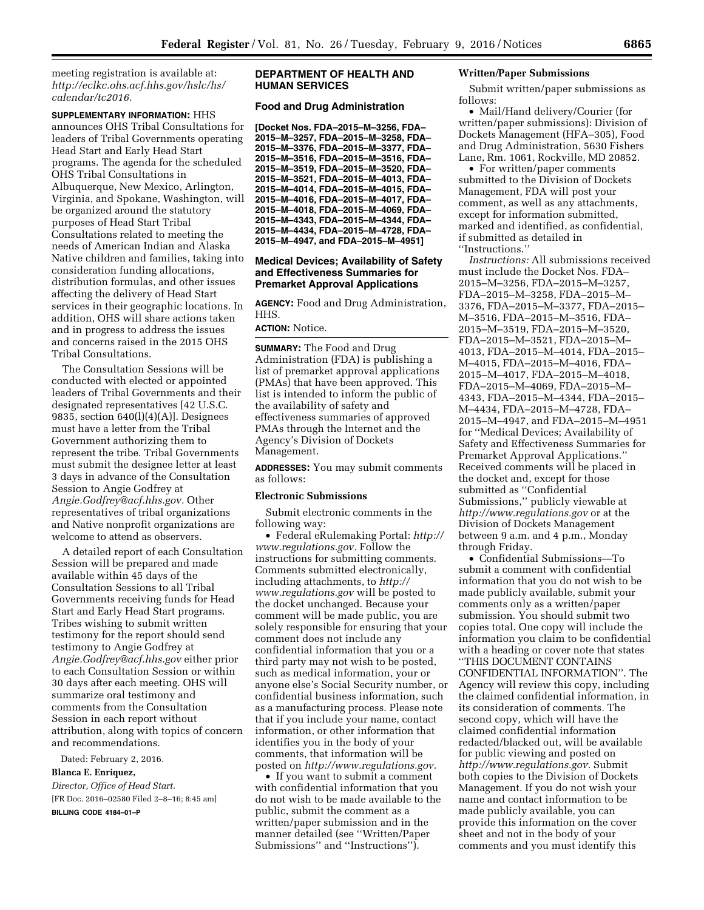meeting registration is available at: *http://eclkc.ohs.acf.hhs.gov/hslc/hs/calendar/tc2016.*

**SUPPLEMENTARY INFORMATION:** HHS announces OHS Tribal Consultations for leaders of Tribal Governments operating Head Start and Early Head Start programs. The agenda for the scheduled OHS Tribal Consultations in Albuquerque, New Mexico, Arlington, Virginia, and Spokane, Washington, will be organized around the statutory purposes of Head Start Tribal Consultations related to meeting the needs of American Indian and Alaska Native children and families, taking into consideration funding allocations, distribution formulas, and other issues affecting the delivery of Head Start services in their geographic locations. In addition, OHS will share actions taken and in progress to address the issues and concerns raised in the 2015 OHS Tribal Consultations.

The Consultation Sessions will be conducted with elected or appointed leaders of Tribal Governments and their designated representatives [42 U.S.C. 9835, section 640(l)(4)(A)]. Designees must have a letter from the Tribal Government authorizing them to represent the tribe. Tribal Governments must submit the designee letter at least 3 days in advance of the Consultation Session to Angie Godfrey at *Angie.Godfrey@acf.hhs.gov.* Other representatives of tribal organizations and Native nonprofit organizations are welcome to attend as observers.

A detailed report of each Consultation Session will be prepared and made available within 45 days of the Consultation Sessions to all Tribal Governments receiving funds for Head Start and Early Head Start programs. Tribes wishing to submit written testimony for the report should send testimony to Angie Godfrey at *Angie.Godfrey@acf.hhs.gov* either prior to each Consultation Session or within 30 days after each meeting. OHS will summarize oral testimony and comments from the Consultation Session in each report without attribution, along with topics of concern and recommendations.

Dated: February 2, 2016.

**Blanca E. Enriquez,**

*Director, Office of Head Start.*

[FR Doc. 2016–02580 Filed 2–8–16; 8:45 am]

**BILLING CODE 4184–01–P**

## DEPARTMENT OF HEALTH AND HUMAN SERVICES

### Food and Drug Administration

**[Docket Nos. FDA–2015–M–3256, FDA–2015–M–3257, FDA–2015–M–3258, FDA–2015–M–3376, FDA–2015–M–3377, FDA–2015–M–3516, FDA–2015–M–3516, FDA–2015–M–3519, FDA–2015–M–3520, FDA–2015–M–3521, FDA–2015–M–4013, FDA–2015–M–4014, FDA–2015–M–4015, FDA–2015–M–4016, FDA–2015–M–4017, FDA–2015–M–4018, FDA–2015–M–4069, FDA–2015–M–4343, FDA–2015–M–4344, FDA–2015–M–4434, FDA–2015–M–4728, FDA–2015–M–4947, and FDA–2015–M–4951]**

### Medical Devices; Availability of Safety and Effectiveness Summaries for Premarket Approval Applications

**AGENCY:** Food and Drug Administration, HHS.

**ACTION:** Notice.

**SUMMARY:** The Food and Drug Administration (FDA) is publishing a list of premarket approval applications (PMAs) that have been approved. This list is intended to inform the public of the availability of safety and effectiveness summaries of approved PMAs through the Internet and the Agency's Division of Dockets Management.

**ADDRESSES:** You may submit comments as follows:

#### Electronic Submissions

Submit electronic comments in the following way:

- Federal eRulemaking Portal: *http://www.regulations.gov.* Follow the instructions for submitting comments. Comments submitted electronically, including attachments, to *http://www.regulations.gov* will be posted to the docket unchanged. Because your comment will be made public, you are solely responsible for ensuring that your comment does not include any confidential information that you or a third party may not wish to be posted, such as medical information, your or anyone else's Social Security number, or confidential business information, such as a manufacturing process. Please note that if you include your name, contact information, or other information that identifies you in the body of your comments, that information will be posted on *http://www.regulations.gov.*
- If you want to submit a comment with confidential information that you do not wish to be made available to the public, submit the comment as a written/paper submission and in the manner detailed (see ''Written/Paper Submissions'' and ''Instructions'').

#### Written/Paper Submissions

Submit written/paper submissions as follows:

- Mail/Hand delivery/Courier (for written/paper submissions): Division of Dockets Management (HFA–305), Food and Drug Administration, 5630 Fishers Lane, Rm. 1061, Rockville, MD 20852.
- For written/paper comments submitted to the Division of Dockets Management, FDA will post your comment, as well as any attachments, except for information submitted, marked and identified, as confidential, if submitted as detailed in ''Instructions.''

*Instructions:* All submissions received must include the Docket Nos. FDA–2015–M–3256, FDA–2015–M–3257, FDA–2015–M–3258, FDA–2015–M–3376, FDA–2015–M–3377, FDA–2015–M–3516, FDA–2015–M–3516, FDA–2015–M–3519, FDA–2015–M–3520, FDA–2015–M–3521, FDA–2015–M–4013, FDA–2015–M–4014, FDA–2015–M–4015, FDA–2015–M–4016, FDA–2015–M–4017, FDA–2015–M–4018, FDA–2015–M–4069, FDA–2015–M–4343, FDA–2015–M–4344, FDA–2015–M–4434, FDA–2015–M–4728, FDA–2015–M–4947, and FDA–2015–M–4951 for ''Medical Devices; Availability of Safety and Effectiveness Summaries for Premarket Approval Applications.'' Received comments will be placed in the docket and, except for those submitted as ''Confidential Submissions,'' publicly viewable at *http://www.regulations.gov* or at the Division of Dockets Management between 9 a.m. and 4 p.m., Monday through Friday.

- Confidential Submissions—To submit a comment with confidential information that you do not wish to be made publicly available, submit your comments only as a written/paper submission. You should submit two copies total. One copy will include the information you claim to be confidential with a heading or cover note that states ''THIS DOCUMENT CONTAINS CONFIDENTIAL INFORMATION''. The Agency will review this copy, including the claimed confidential information, in its consideration of comments. The second copy, which will have the claimed confidential information redacted/blacked out, will be available for public viewing and posted on *http://www.regulations.gov.* Submit both copies to the Division of Dockets Management. If you do not wish your name and contact information to be made publicly available, you can provide this information on the cover sheet and not in the body of your comments and you must identify this